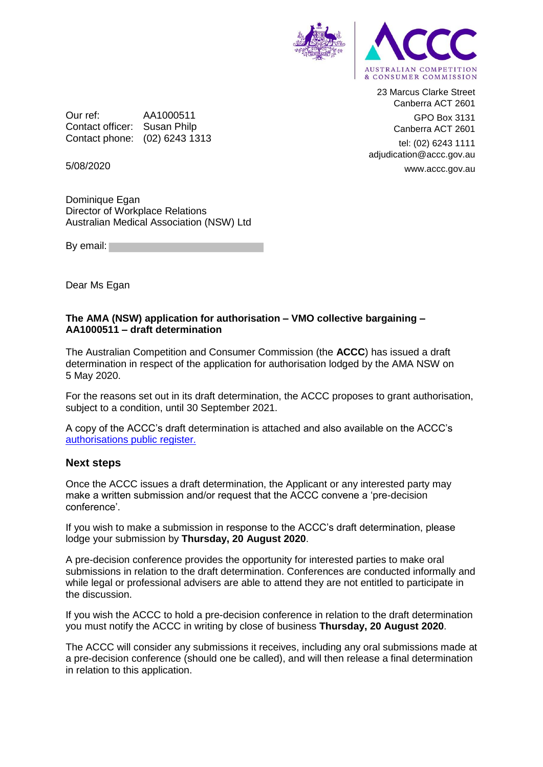AUSTRALIAN COMPETITION & CONSUMER COMMISSION

23 Marcus Clarke Street
Canberra ACT 2601

GPO Box 3131
Canberra ACT 2601

tel: (02) 6243 1111
adjudication@accc.gov.au

www.accc.gov.au

Our ref: AA1000511
Contact officer: Susan Philp
Contact phone: (02) 6243 1313

5/08/2020

Dominique Egan
Director of Workplace Relations
Australian Medical Association (NSW) Ltd

By email:

Dear Ms Egan

**The AMA (NSW) application for authorisation – VMO collective bargaining – AA1000511 – draft determination**

The Australian Competition and Consumer Commission (the **ACCC**) has issued a draft determination in respect of the application for authorisation lodged by the AMA NSW on 5 May 2020.

For the reasons set out in its draft determination, the ACCC proposes to grant authorisation, subject to a condition, until 30 September 2021.

A copy of the ACCC's draft determination is attached and also available on the ACCC's authorisations public register.

## Next steps

Once the ACCC issues a draft determination, the Applicant or any interested party may make a written submission and/or request that the ACCC convene a 'pre-decision conference'.

If you wish to make a submission in response to the ACCC's draft determination, please lodge your submission by **Thursday, 20 August 2020**.

A pre-decision conference provides the opportunity for interested parties to make oral submissions in relation to the draft determination. Conferences are conducted informally and while legal or professional advisers are able to attend they are not entitled to participate in the discussion.

If you wish the ACCC to hold a pre-decision conference in relation to the draft determination you must notify the ACCC in writing by close of business **Thursday, 20 August 2020**.

The ACCC will consider any submissions it receives, including any oral submissions made at a pre-decision conference (should one be called), and will then release a final determination in relation to this application.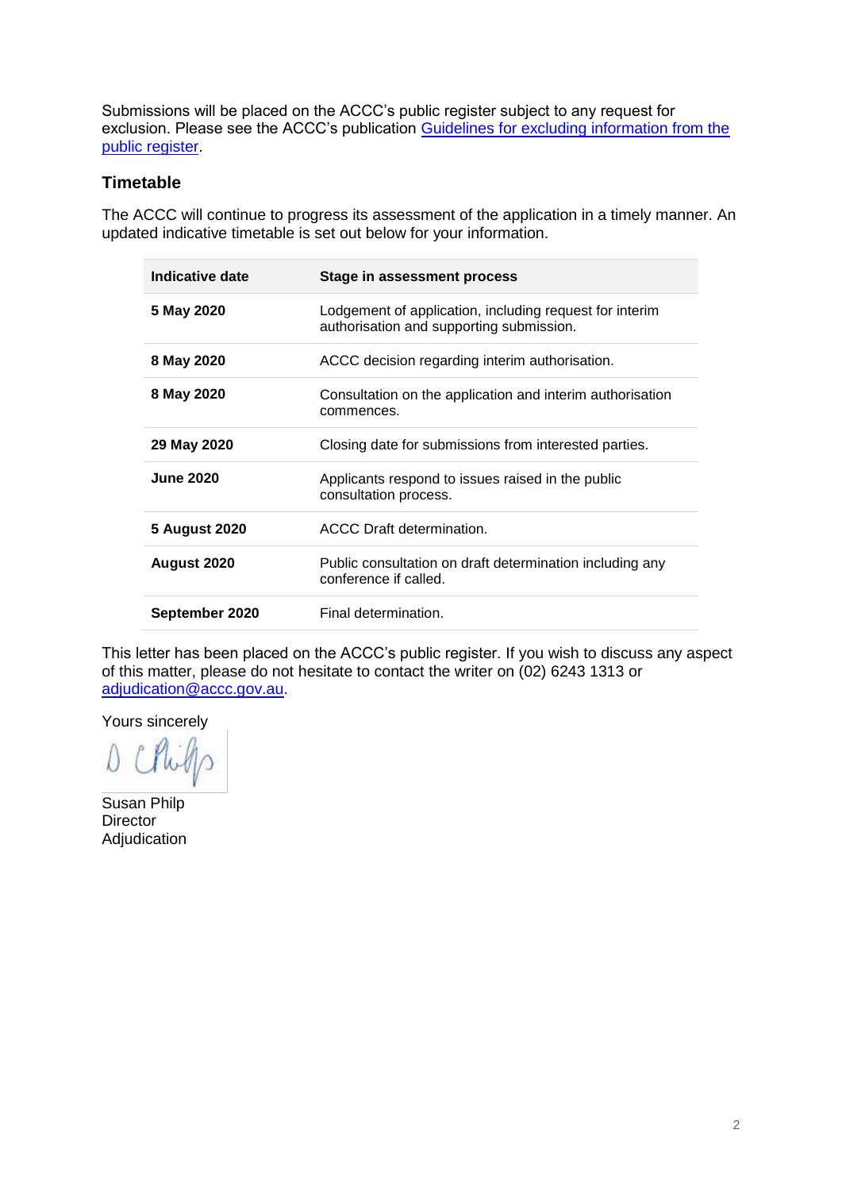Submissions will be placed on the ACCC's public register subject to any request for exclusion. Please see the ACCC's publication [Guidelines for excluding information from the public register](#).

## Timetable

The ACCC will continue to progress its assessment of the application in a timely manner. An updated indicative timetable is set out below for your information.

| Indicative date | Stage in assessment process |
|---|---|
| **5 May 2020** | Lodgement of application, including request for interim authorisation and supporting submission. |
| **8 May 2020** | ACCC decision regarding interim authorisation. |
| **8 May 2020** | Consultation on the application and interim authorisation commences. |
| **29 May 2020** | Closing date for submissions from interested parties. |
| **June 2020** | Applicants respond to issues raised in the public consultation process. |
| **5 August 2020** | ACCC Draft determination. |
| **August 2020** | Public consultation on draft determination including any conference if called. |
| **September 2020** | Final determination. |

This letter has been placed on the ACCC's public register. If you wish to discuss any aspect of this matter, please do not hesitate to contact the writer on (02) 6243 1313 or [adjudication@accc.gov.au](mailto:adjudication@accc.gov.au).

Yours sincerely

Susan Philp
Director
Adjudication